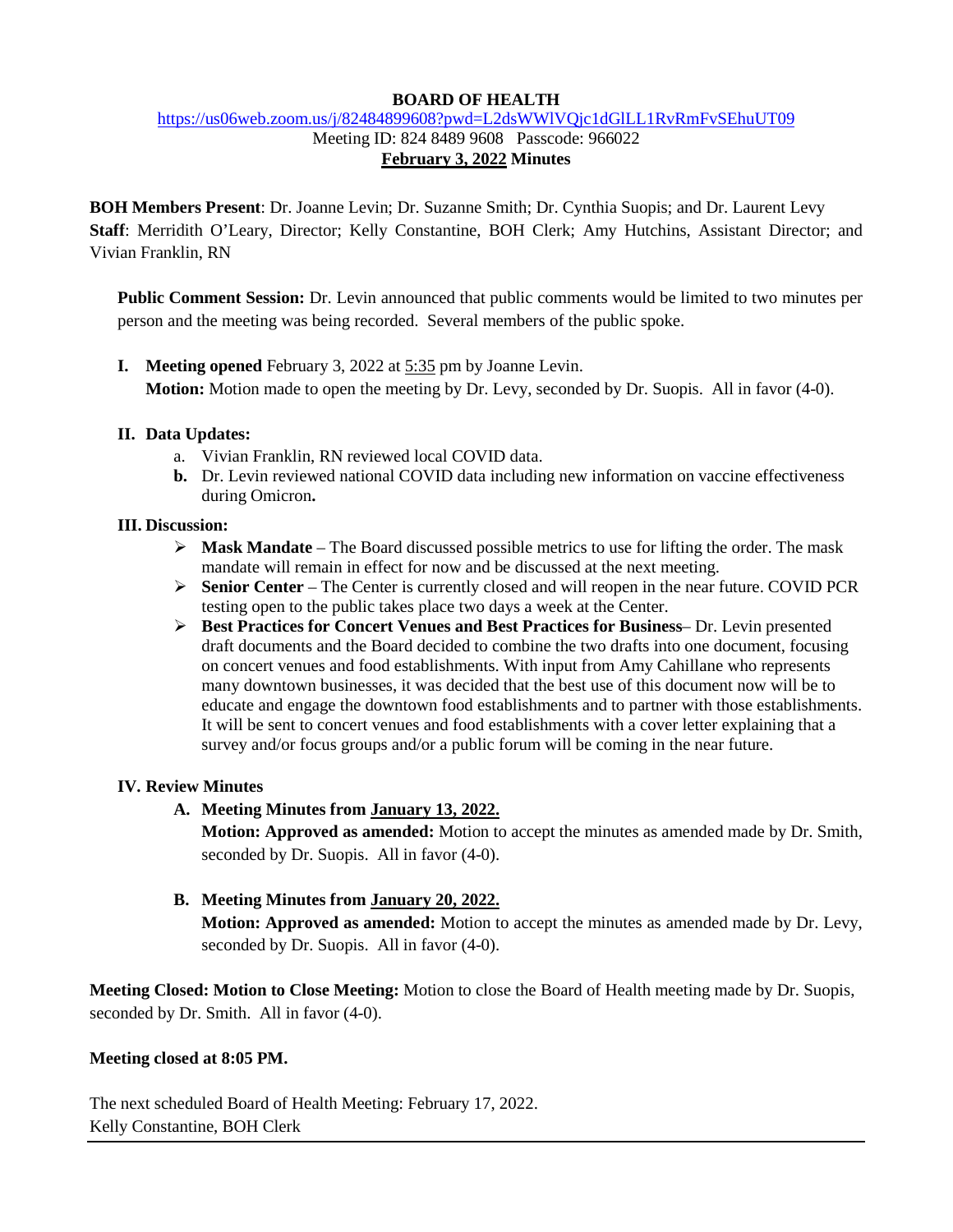**BOARD OF HEALTH**

https://us06web.zoom.us/j/82484899608?pwd=L2dsWWlVQjc1dGlLL1RvRmFvSEhuUT09

Meeting ID: 824 8489 9608 Passcode: 966022

**February 3, 2022 Minutes**

**BOH Members Present**: Dr. Joanne Levin; Dr. Suzanne Smith; Dr. Cynthia Suopis; and Dr. Laurent Levy

**Staff**: Merridith O'Leary, Director; Kelly Constantine, BOH Clerk; Amy Hutchins, Assistant Director; and Vivian Franklin, RN

**Public Comment Session:** Dr. Levin announced that public comments would be limited to two minutes per person and the meeting was being recorded. Several members of the public spoke.

**I. Meeting opened** February 3, 2022 at 5:35 pm by Joanne Levin.
**Motion:** Motion made to open the meeting by Dr. Levy, seconded by Dr. Suopis. All in favor (4-0).

**II. Data Updates:**

a. Vivian Franklin, RN reviewed local COVID data.

**b.** Dr. Levin reviewed national COVID data including new information on vaccine effectiveness during Omicron**.**

**III. Discussion:**

- **Mask Mandate** – The Board discussed possible metrics to use for lifting the order. The mask mandate will remain in effect for now and be discussed at the next meeting.
- **Senior Center** – The Center is currently closed and will reopen in the near future. COVID PCR testing open to the public takes place two days a week at the Center.
- **Best Practices for Concert Venues and Best Practices for Business**– Dr. Levin presented draft documents and the Board decided to combine the two drafts into one document, focusing on concert venues and food establishments. With input from Amy Cahillane who represents many downtown businesses, it was decided that the best use of this document now will be to educate and engage the downtown food establishments and to partner with those establishments. It will be sent to concert venues and food establishments with a cover letter explaining that a survey and/or focus groups and/or a public forum will be coming in the near future.

**IV. Review Minutes**

**A. Meeting Minutes from January 13, 2022.**
**Motion: Approved as amended:** Motion to accept the minutes as amended made by Dr. Smith, seconded by Dr. Suopis. All in favor (4-0).

**B. Meeting Minutes from January 20, 2022.**
**Motion: Approved as amended:** Motion to accept the minutes as amended made by Dr. Levy, seconded by Dr. Suopis. All in favor (4-0).

**Meeting Closed: Motion to Close Meeting:** Motion to close the Board of Health meeting made by Dr. Suopis, seconded by Dr. Smith. All in favor (4-0).

**Meeting closed at 8:05 PM.**

The next scheduled Board of Health Meeting: February 17, 2022.
Kelly Constantine, BOH Clerk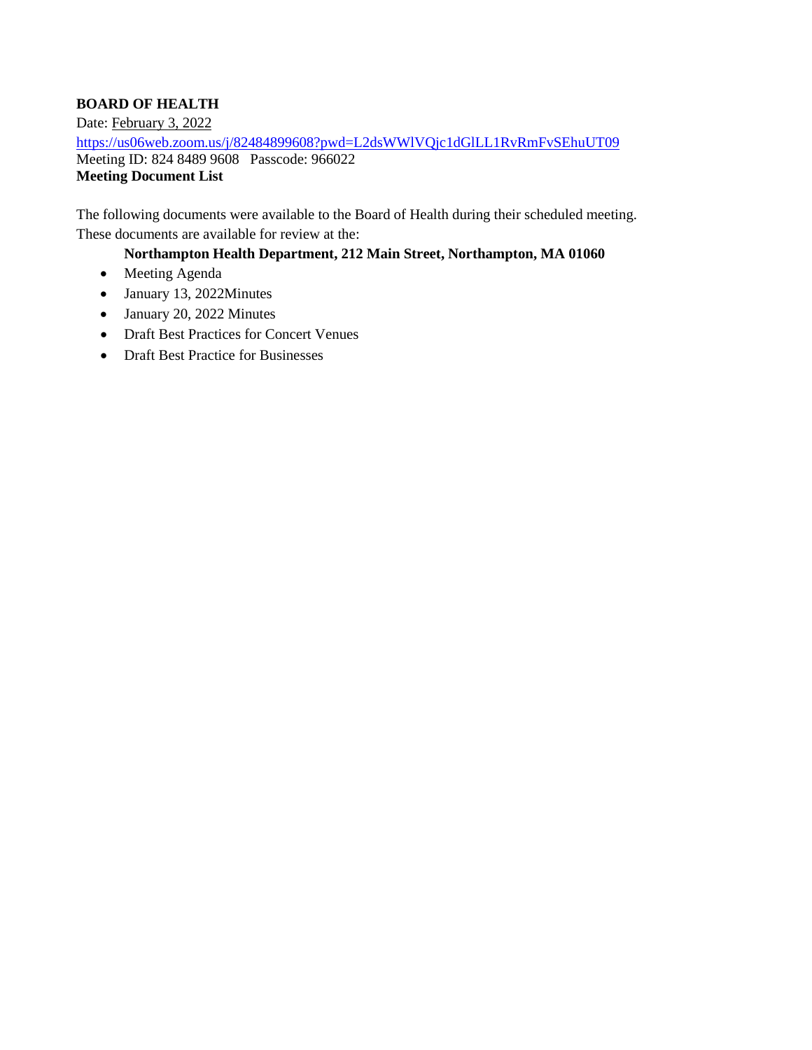**BOARD OF HEALTH**

Date: February 3, 2022

https://us06web.zoom.us/j/82484899608?pwd=L2dsWWlVQjc1dGlLL1RvRmFvSEhuUT09

Meeting ID: 824 8489 9608   Passcode: 966022

**Meeting Document List**

The following documents were available to the Board of Health during their scheduled meeting. These documents are available for review at the:

**Northampton Health Department, 212 Main Street, Northampton, MA 01060**

- Meeting Agenda
- January 13, 2022Minutes
- January 20, 2022 Minutes
- Draft Best Practices for Concert Venues
- Draft Best Practice for Businesses